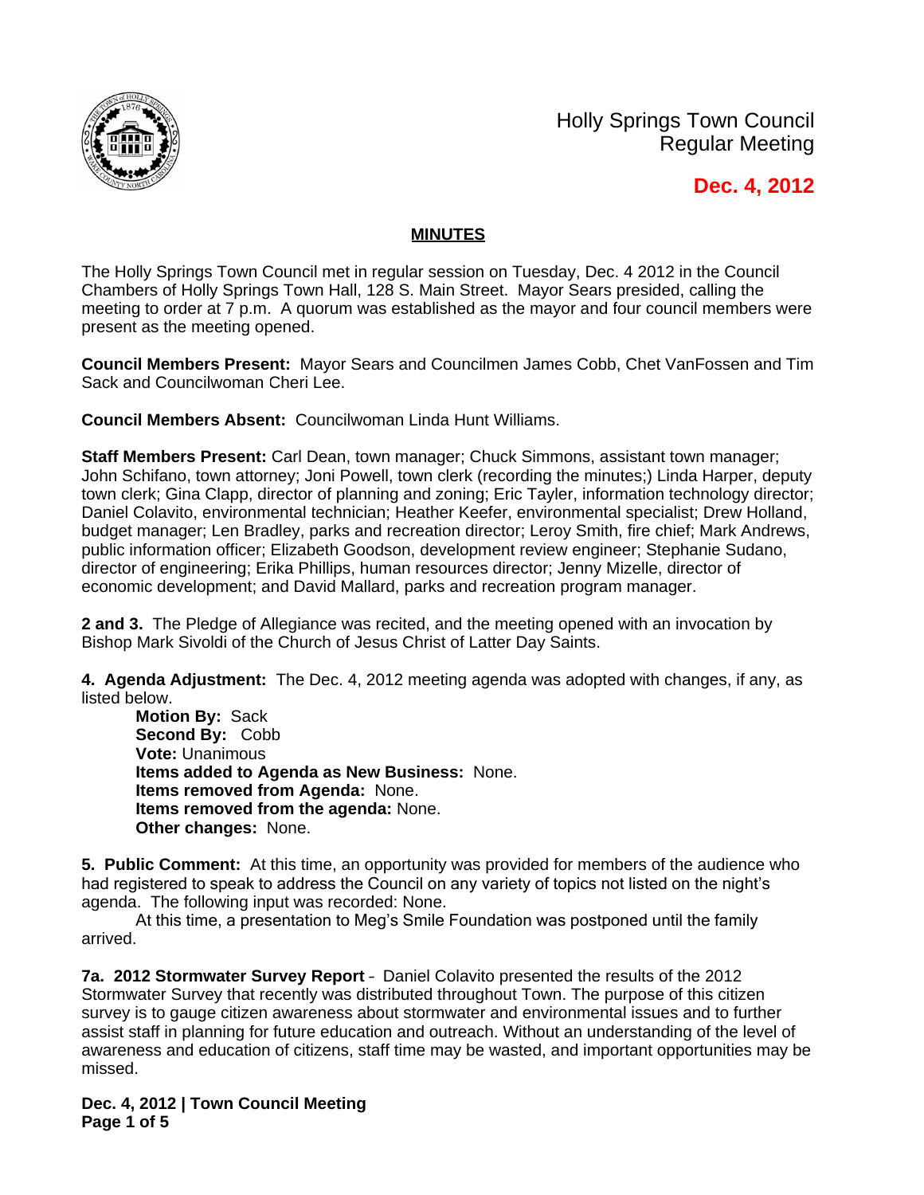# Holly Springs Town Council
Regular Meeting

**Dec. 4, 2012**

## MINUTES

The Holly Springs Town Council met in regular session on Tuesday, Dec. 4 2012 in the Council Chambers of Holly Springs Town Hall, 128 S. Main Street. Mayor Sears presided, calling the meeting to order at 7 p.m. A quorum was established as the mayor and four council members were present as the meeting opened.

**Council Members Present:** Mayor Sears and Councilmen James Cobb, Chet VanFossen and Tim Sack and Councilwoman Cheri Lee.

**Council Members Absent:** Councilwoman Linda Hunt Williams.

**Staff Members Present:** Carl Dean, town manager; Chuck Simmons, assistant town manager; John Schifano, town attorney; Joni Powell, town clerk (recording the minutes;) Linda Harper, deputy town clerk; Gina Clapp, director of planning and zoning; Eric Tayler, information technology director; Daniel Colavito, environmental technician; Heather Keefer, environmental specialist; Drew Holland, budget manager; Len Bradley, parks and recreation director; Leroy Smith, fire chief; Mark Andrews, public information officer; Elizabeth Goodson, development review engineer; Stephanie Sudano, director of engineering; Erika Phillips, human resources director; Jenny Mizelle, director of economic development; and David Mallard, parks and recreation program manager.

**2 and 3.** The Pledge of Allegiance was recited, and the meeting opened with an invocation by Bishop Mark Sivoldi of the Church of Jesus Christ of Latter Day Saints.

**4. Agenda Adjustment:** The Dec. 4, 2012 meeting agenda was adopted with changes, if any, as listed below.

**Motion By:** Sack
**Second By:** Cobb
**Vote:** Unanimous
**Items added to Agenda as New Business:** None.
**Items removed from Agenda:** None.
**Items removed from the agenda:** None.
**Other changes:** None.

**5. Public Comment:** At this time, an opportunity was provided for members of the audience who had registered to speak to address the Council on any variety of topics not listed on the night's agenda. The following input was recorded: None.

At this time, a presentation to Meg's Smile Foundation was postponed until the family arrived.

**7a. 2012 Stormwater Survey Report** – Daniel Colavito presented the results of the 2012 Stormwater Survey that recently was distributed throughout Town. The purpose of this citizen survey is to gauge citizen awareness about stormwater and environmental issues and to further assist staff in planning for future education and outreach. Without an understanding of the level of awareness and education of citizens, staff time may be wasted, and important opportunities may be missed.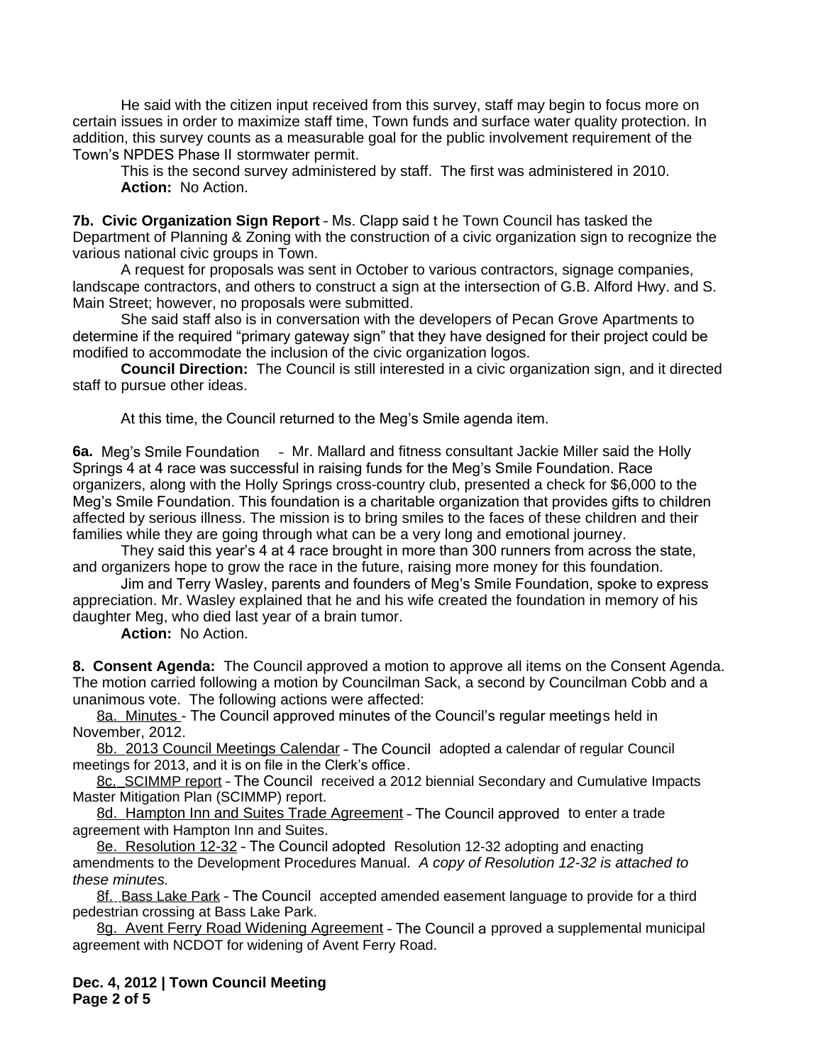He said with the citizen input received from this survey, staff may begin to focus more on certain issues in order to maximize staff time, Town funds and surface water quality protection. In addition, this survey counts as a measurable goal for the public involvement requirement of the Town's NPDES Phase II stormwater permit.

This is the second survey administered by staff. The first was administered in 2010.

**Action:** No Action.

**7b. Civic Organization Sign Report** – Ms. Clapp said the Town Council has tasked the Department of Planning & Zoning with the construction of a civic organization sign to recognize the various national civic groups in Town.

A request for proposals was sent in October to various contractors, signage companies, landscape contractors, and others to construct a sign at the intersection of G.B. Alford Hwy. and S. Main Street; however, no proposals were submitted.

She said staff also is in conversation with the developers of Pecan Grove Apartments to determine if the required "primary gateway sign" that they have designed for their project could be modified to accommodate the inclusion of the civic organization logos.

**Council Direction:** The Council is still interested in a civic organization sign, and it directed staff to pursue other ideas.

At this time, the Council returned to the Meg's Smile agenda item.

**6a.** Meg's Smile Foundation – Mr. Mallard and fitness consultant Jackie Miller said the Holly Springs 4 at 4 race was successful in raising funds for the Meg's Smile Foundation. Race organizers, along with the Holly Springs cross-country club, presented a check for $6,000 to the Meg's Smile Foundation. This foundation is a charitable organization that provides gifts to children affected by serious illness. The mission is to bring smiles to the faces of these children and their families while they are going through what can be a very long and emotional journey.

They said this year's 4 at 4 race brought in more than 300 runners from across the state, and organizers hope to grow the race in the future, raising more money for this foundation.

Jim and Terry Wasley, parents and founders of Meg's Smile Foundation, spoke to express appreciation. Mr. Wasley explained that he and his wife created the foundation in memory of his daughter Meg, who died last year of a brain tumor.

**Action:** No Action.

**8. Consent Agenda:** The Council approved a motion to approve all items on the Consent Agenda. The motion carried following a motion by Councilman Sack, a second by Councilman Cobb and a unanimous vote. The following actions were affected:

8a. Minutes - The Council approved minutes of the Council's regular meetings held in November, 2012.

8b. 2013 Council Meetings Calendar – The Council adopted a calendar of regular Council meetings for 2013, and it is on file in the Clerk's office.

8c. SCIMMP report – The Council received a 2012 biennial Secondary and Cumulative Impacts Master Mitigation Plan (SCIMMP) report.

8d. Hampton Inn and Suites Trade Agreement – The Council approved to enter a trade agreement with Hampton Inn and Suites.

8e. Resolution 12-32 – The Council adopted Resolution 12-32 adopting and enacting amendments to the Development Procedures Manual. *A copy of Resolution 12-32 is attached to these minutes.*

8f. Bass Lake Park – The Council accepted amended easement language to provide for a third pedestrian crossing at Bass Lake Park.

8g. Avent Ferry Road Widening Agreement – The Council approved a supplemental municipal agreement with NCDOT for widening of Avent Ferry Road.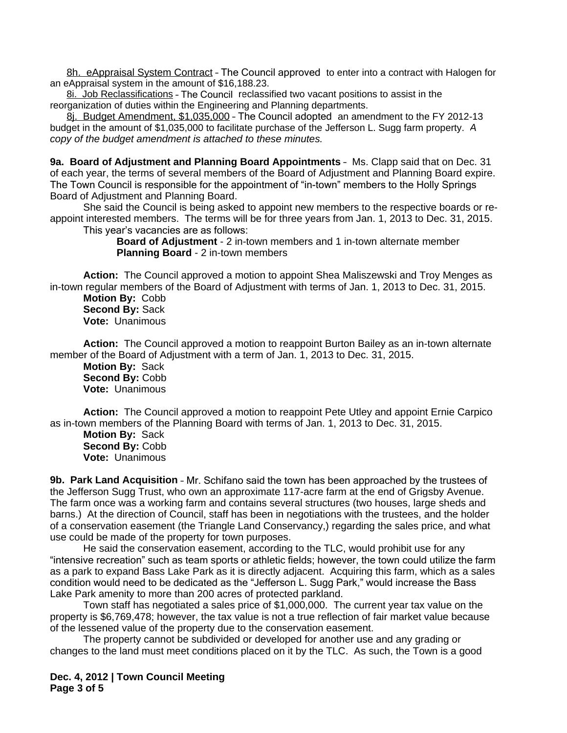8h. eAppraisal System Contract – The Council approved to enter into a contract with Halogen for an eAppraisal system in the amount of $16,188.23.

8i. Job Reclassifications – The Council reclassified two vacant positions to assist in the reorganization of duties within the Engineering and Planning departments.

8j. Budget Amendment, $1,035,000 – The Council adopted an amendment to the FY 2012-13 budget in the amount of $1,035,000 to facilitate purchase of the Jefferson L. Sugg farm property. *A copy of the budget amendment is attached to these minutes.*

**9a. Board of Adjustment and Planning Board Appointments** – Ms. Clapp said that on Dec. 31 of each year, the terms of several members of the Board of Adjustment and Planning Board expire. The Town Council is responsible for the appointment of "in-town" members to the Holly Springs Board of Adjustment and Planning Board.

She said the Council is being asked to appoint new members to the respective boards or re-appoint interested members. The terms will be for three years from Jan. 1, 2013 to Dec. 31, 2015.

This year's vacancies are as follows:

**Board of Adjustment** - 2 in-town members and 1 in-town alternate member
**Planning Board** - 2 in-town members

**Action:** The Council approved a motion to appoint Shea Maliszewski and Troy Menges as in-town regular members of the Board of Adjustment with terms of Jan. 1, 2013 to Dec. 31, 2015.
**Motion By:** Cobb
**Second By:** Sack
**Vote:** Unanimous

**Action:** The Council approved a motion to reappoint Burton Bailey as an in-town alternate member of the Board of Adjustment with a term of Jan. 1, 2013 to Dec. 31, 2015.
**Motion By:** Sack
**Second By:** Cobb
**Vote:** Unanimous

**Action:** The Council approved a motion to reappoint Pete Utley and appoint Ernie Carpico as in-town members of the Planning Board with terms of Jan. 1, 2013 to Dec. 31, 2015.
**Motion By:** Sack
**Second By:** Cobb
**Vote:** Unanimous

**9b. Park Land Acquisition** – Mr. Schifano said the town has been approached by the trustees of the Jefferson Sugg Trust, who own an approximate 117-acre farm at the end of Grigsby Avenue. The farm once was a working farm and contains several structures (two houses, large sheds and barns.) At the direction of Council, staff has been in negotiations with the trustees, and the holder of a conservation easement (the Triangle Land Conservancy,) regarding the sales price, and what use could be made of the property for town purposes.

He said the conservation easement, according to the TLC, would prohibit use for any "intensive recreation" such as team sports or athletic fields; however, the town could utilize the farm as a park to expand Bass Lake Park as it is directly adjacent. Acquiring this farm, which as a sales condition would need to be dedicated as the "Jefferson L. Sugg Park," would increase the Bass Lake Park amenity to more than 200 acres of protected parkland.

Town staff has negotiated a sales price of $1,000,000. The current year tax value on the property is $6,769,478; however, the tax value is not a true reflection of fair market value because of the lessened value of the property due to the conservation easement.

The property cannot be subdivided or developed for another use and any grading or changes to the land must meet conditions placed on it by the TLC. As such, the Town is a good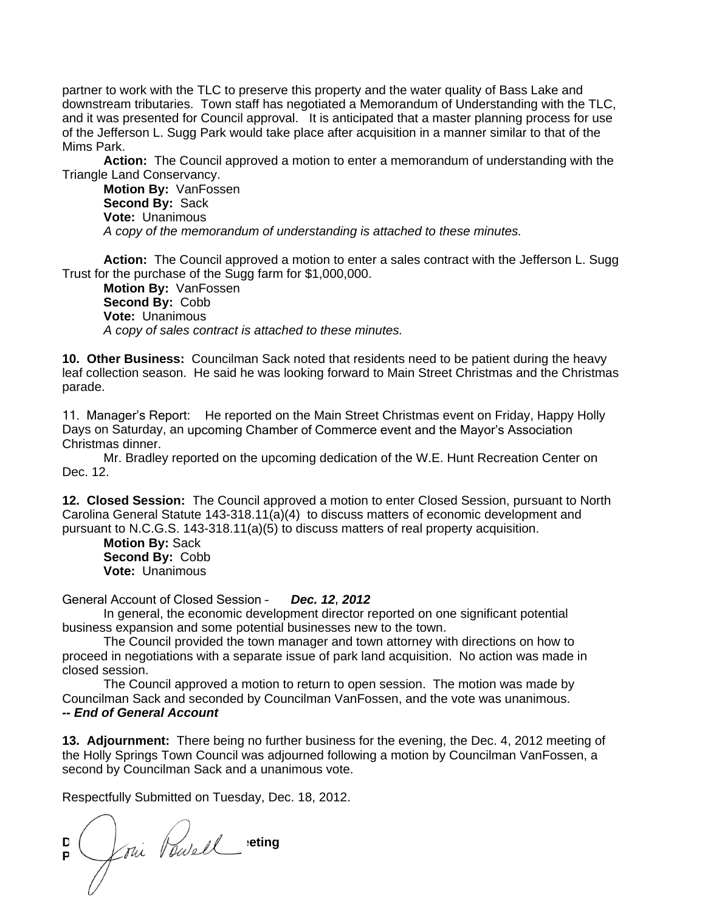partner to work with the TLC to preserve this property and the water quality of Bass Lake and downstream tributaries. Town staff has negotiated a Memorandum of Understanding with the TLC, and it was presented for Council approval. It is anticipated that a master planning process for use of the Jefferson L. Sugg Park would take place after acquisition in a manner similar to that of the Mims Park.

**Action:** The Council approved a motion to enter a memorandum of understanding with the Triangle Land Conservancy.

**Motion By:** VanFossen
**Second By:** Sack
**Vote:** Unanimous
*A copy of the memorandum of understanding is attached to these minutes.*

**Action:** The Council approved a motion to enter a sales contract with the Jefferson L. Sugg Trust for the purchase of the Sugg farm for $1,000,000.

**Motion By:** VanFossen
**Second By:** Cobb
**Vote:** Unanimous
*A copy of sales contract is attached to these minutes.*

**10. Other Business:** Councilman Sack noted that residents need to be patient during the heavy leaf collection season. He said he was looking forward to Main Street Christmas and the Christmas parade.

11. Manager's Report: He reported on the Main Street Christmas event on Friday, Happy Holly Days on Saturday, an upcoming Chamber of Commerce event and the Mayor's Association Christmas dinner.

Mr. Bradley reported on the upcoming dedication of the W.E. Hunt Recreation Center on Dec. 12.

**12. Closed Session:** The Council approved a motion to enter Closed Session, pursuant to North Carolina General Statute 143-318.11(a)(4) to discuss matters of economic development and pursuant to N.C.G.S. 143-318.11(a)(5) to discuss matters of real property acquisition.

**Motion By:** Sack
**Second By:** Cobb
**Vote:** Unanimous

General Account of Closed Session – ***Dec. 12, 2012***

In general, the economic development director reported on one significant potential business expansion and some potential businesses new to the town.

The Council provided the town manager and town attorney with directions on how to proceed in negotiations with a separate issue of park land acquisition. No action was made in closed session.

The Council approved a motion to return to open session. The motion was made by Councilman Sack and seconded by Councilman VanFossen, and the vote was unanimous.

***-- End of General Account***

**13. Adjournment:** There being no further business for the evening, the Dec. 4, 2012 meeting of the Holly Springs Town Council was adjourned following a motion by Councilman VanFossen, a second by Councilman Sack and a unanimous vote.

Respectfully Submitted on Tuesday, Dec. 18, 2012.

**D**[signature: Joni Powell]**eting**
**P**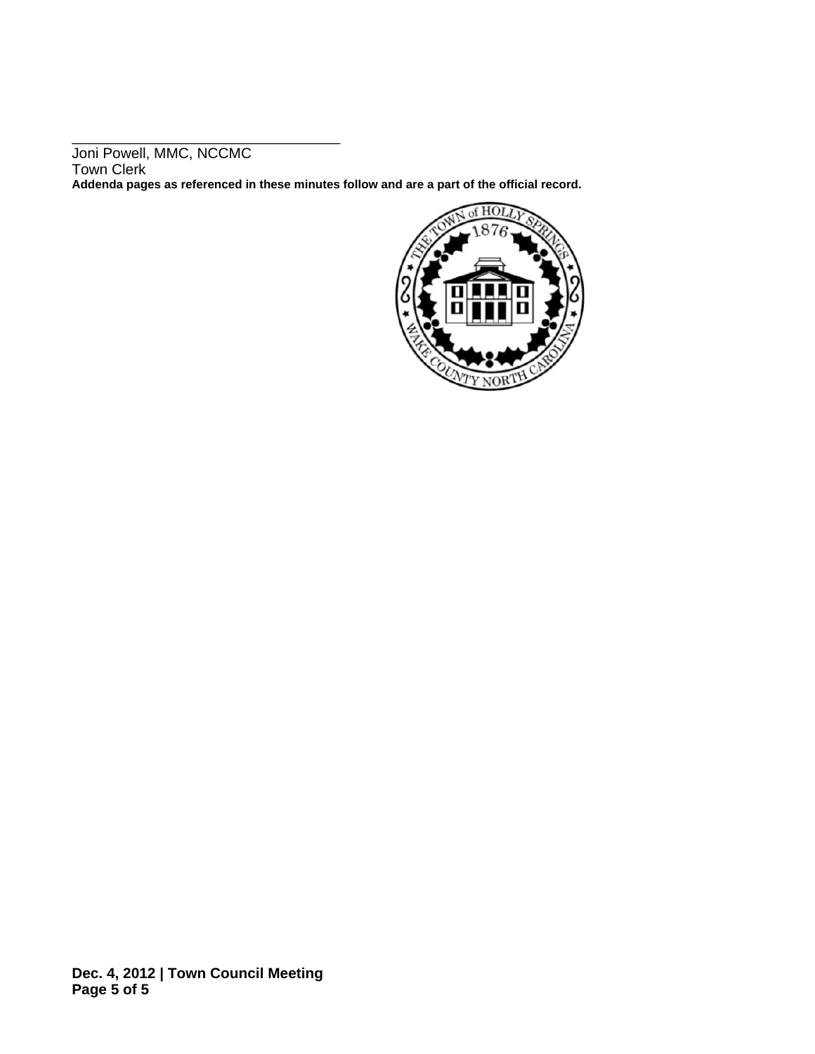\_\_\_\_\_\_\_\_\_\_\_\_\_\_\_\_\_\_\_\_\_\_\_\_\_\_\_\_\_\_\_\_\_\_

Joni Powell, MMC, NCCMC
Town Clerk

**Addenda pages as referenced in these minutes follow and are a part of the official record.**